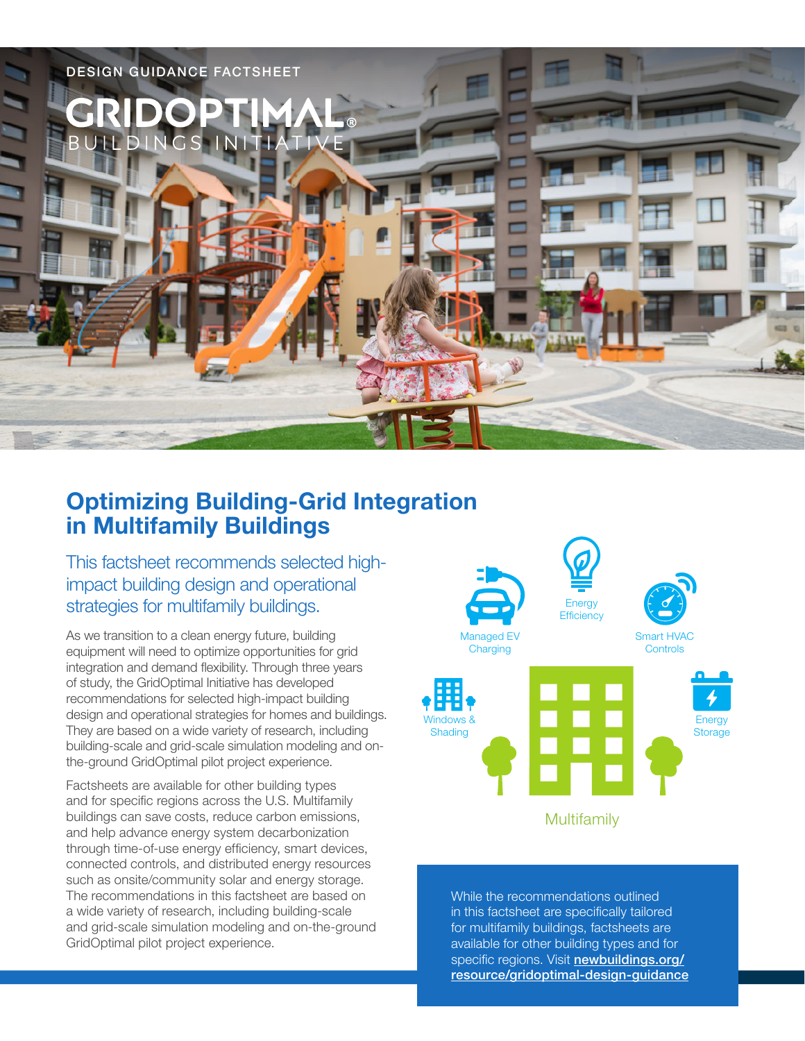DESIGN GUIDANCE FACTSHEET

GRIDOPTIMAL®
BUILDINGS INITIATIVE

# Optimizing Building-Grid Integration in Multifamily Buildings

## This factsheet recommends selected high-impact building design and operational strategies for multifamily buildings.

As we transition to a clean energy future, building equipment will need to optimize opportunities for grid integration and demand flexibility. Through three years of study, the GridOptimal Initiative has developed recommendations for selected high-impact building design and operational strategies for homes and buildings. They are based on a wide variety of research, including building-scale and grid-scale simulation modeling and on-the-ground GridOptimal pilot project experience.

Factsheets are available for other building types and for specific regions across the U.S. Multifamily buildings can save costs, reduce carbon emissions, and help advance energy system decarbonization through time-of-use energy efficiency, smart devices, connected controls, and distributed energy resources such as onsite/community solar and energy storage. The recommendations in this factsheet are based on a wide variety of research, including building-scale and grid-scale simulation modeling and on-the-ground GridOptimal pilot project experience.

Managed EV Charging

Energy Efficiency

Smart HVAC Controls

Windows & Shading

Energy Storage

Multifamily

While the recommendations outlined in this factsheet are specifically tailored for multifamily buildings, factsheets are available for other building types and for specific regions. Visit **newbuildings.org/resource/gridoptimal-design-guidance**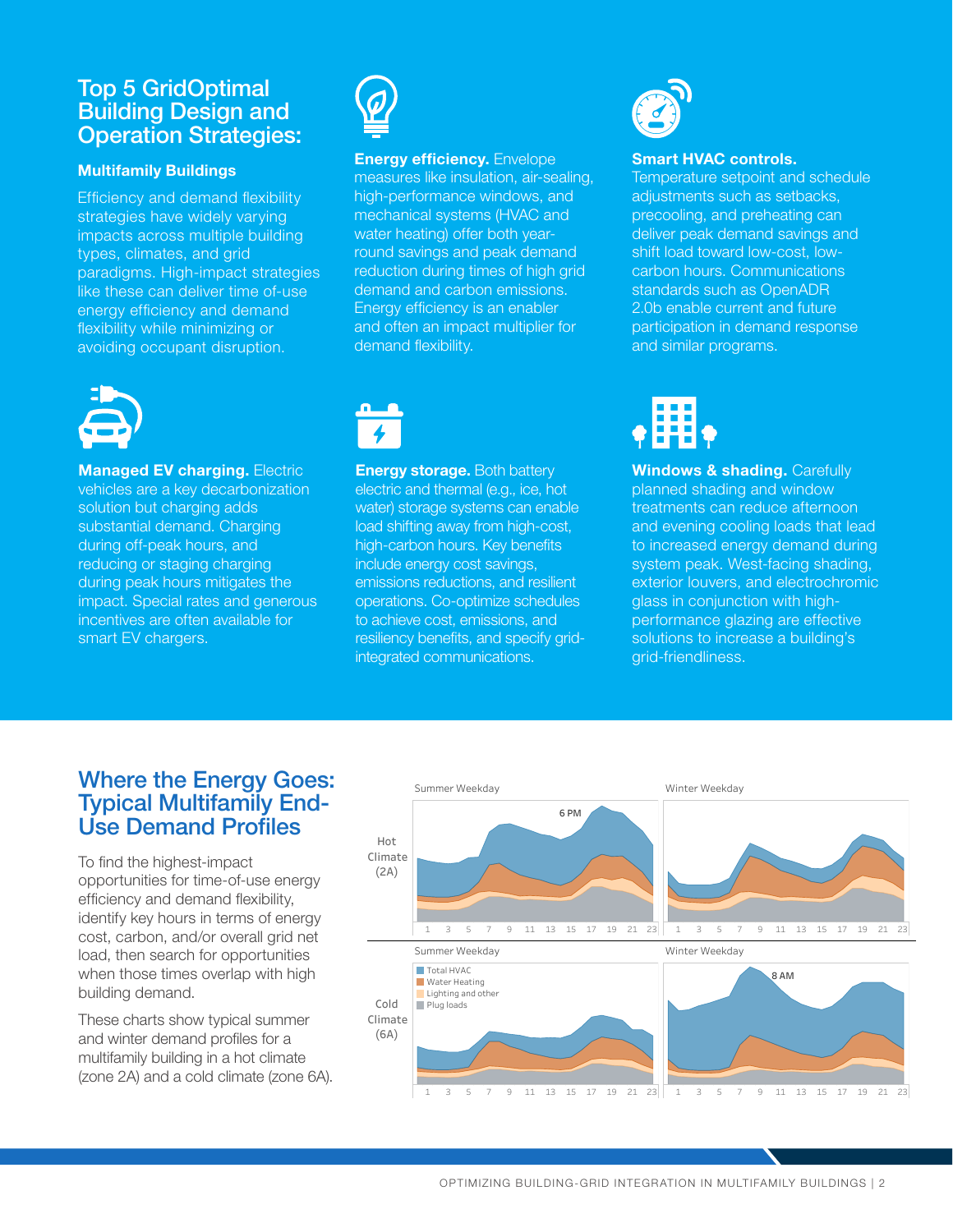## Top 5 GridOptimal Building Design and Operation Strategies:

### Multifamily Buildings

Efficiency and demand flexibility strategies have widely varying impacts across multiple building types, climates, and grid paradigms. High-impact strategies like these can deliver time of-use energy efficiency and demand flexibility while minimizing or avoiding occupant disruption.

**Energy efficiency.** Envelope measures like insulation, air-sealing, high-performance windows, and mechanical systems (HVAC and water heating) offer both year-round savings and peak demand reduction during times of high grid demand and carbon emissions. Energy efficiency is an enabler and often an impact multiplier for demand flexibility.

**Smart HVAC controls.** Temperature setpoint and schedule adjustments such as setbacks, precooling, and preheating can deliver peak demand savings and shift load toward low-cost, low-carbon hours. Communications standards such as OpenADR 2.0b enable current and future participation in demand response and similar programs.

**Managed EV charging.** Electric vehicles are a key decarbonization solution but charging adds substantial demand. Charging during off-peak hours, and reducing or staging charging during peak hours mitigates the impact. Special rates and generous incentives are often available for smart EV chargers.

**Energy storage.** Both battery electric and thermal (e.g., ice, hot water) storage systems can enable load shifting away from high-cost, high-carbon hours. Key benefits include energy cost savings, emissions reductions, and resilient operations. Co-optimize schedules to achieve cost, emissions, and resiliency benefits, and specify grid-integrated communications.

**Windows & shading.** Carefully planned shading and window treatments can reduce afternoon and evening cooling loads that lead to increased energy demand during system peak. West-facing shading, exterior louvers, and electrochromic glass in conjunction with high-performance glazing are effective solutions to increase a building's grid-friendliness.

## Where the Energy Goes: Typical Multifamily End-Use Demand Profiles

To find the highest-impact opportunities for time-of-use energy efficiency and demand flexibility, identify key hours in terms of energy cost, carbon, and/or overall grid net load, then search for opportunities when those times overlap with high building demand.

These charts show typical summer and winter demand profiles for a multifamily building in a hot climate (zone 2A) and a cold climate (zone 6A).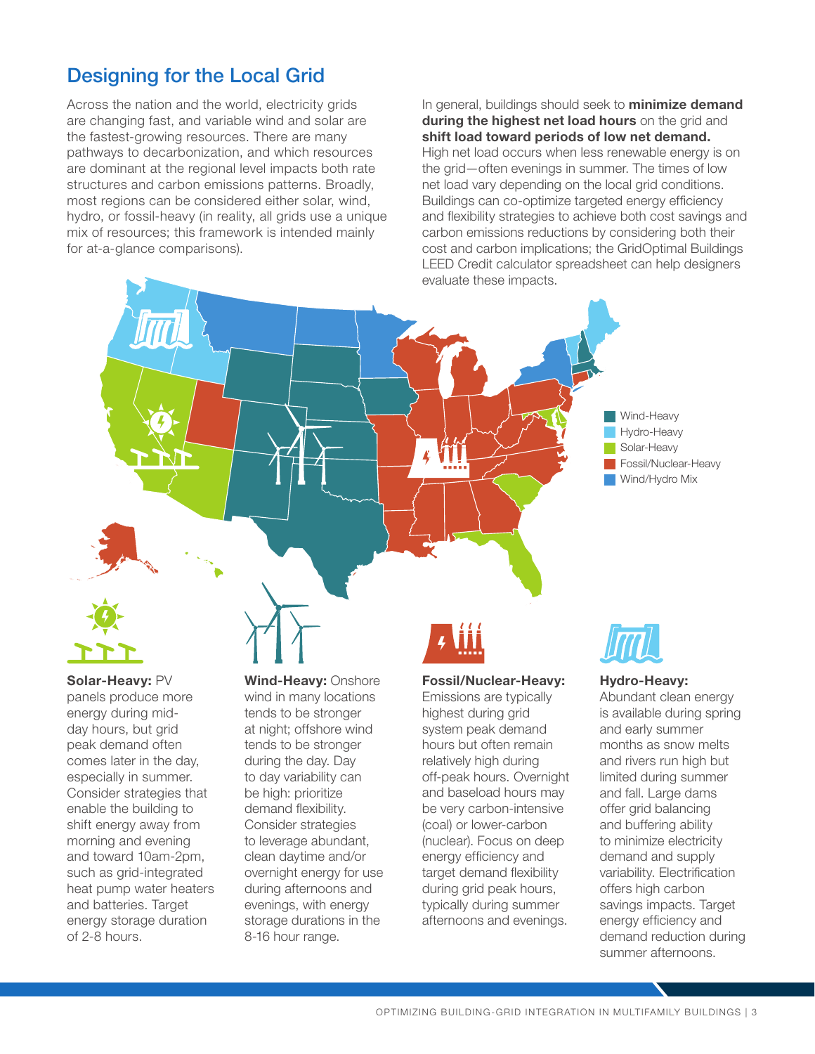## Designing for the Local Grid

Across the nation and the world, electricity grids are changing fast, and variable wind and solar are the fastest-growing resources. There are many pathways to decarbonization, and which resources are dominant at the regional level impacts both rate structures and carbon emissions patterns. Broadly, most regions can be considered either solar, wind, hydro, or fossil-heavy (in reality, all grids use a unique mix of resources; this framework is intended mainly for at-a-glance comparisons).

In general, buildings should seek to **minimize demand during the highest net load hours** on the grid and **shift load toward periods of low net demand.** High net load occurs when less renewable energy is on the grid—often evenings in summer. The times of low net load vary depending on the local grid conditions. Buildings can co-optimize targeted energy efficiency and flexibility strategies to achieve both cost savings and carbon emissions reductions by considering both their cost and carbon implications; the GridOptimal Buildings LEED Credit calculator spreadsheet can help designers evaluate these impacts.

- Wind-Heavy
- Hydro-Heavy
- Solar-Heavy
- Fossil/Nuclear-Heavy
- Wind/Hydro Mix

**Solar-Heavy:** PV panels produce more energy during mid-day hours, but grid peak demand often comes later in the day, especially in summer. Consider strategies that enable the building to shift energy away from morning and evening and toward 10am-2pm, such as grid-integrated heat pump water heaters and batteries. Target energy storage duration of 2-8 hours.

**Wind-Heavy:** Onshore wind in many locations tends to be stronger at night; offshore wind tends to be stronger during the day. Day to day variability can be high: prioritize demand flexibility. Consider strategies to leverage abundant, clean daytime and/or overnight energy for use during afternoons and evenings, with energy storage durations in the 8-16 hour range.

**Fossil/Nuclear-Heavy:** Emissions are typically highest during grid system peak demand hours but often remain relatively high during off-peak hours. Overnight and baseload hours may be very carbon-intensive (coal) or lower-carbon (nuclear). Focus on deep energy efficiency and target demand flexibility during grid peak hours, typically during summer afternoons and evenings.

**Hydro-Heavy:** Abundant clean energy is available during spring and early summer months as snow melts and rivers run high but limited during summer and fall. Large dams offer grid balancing and buffering ability to minimize electricity demand and supply variability. Electrification offers high carbon savings impacts. Target energy efficiency and demand reduction during summer afternoons.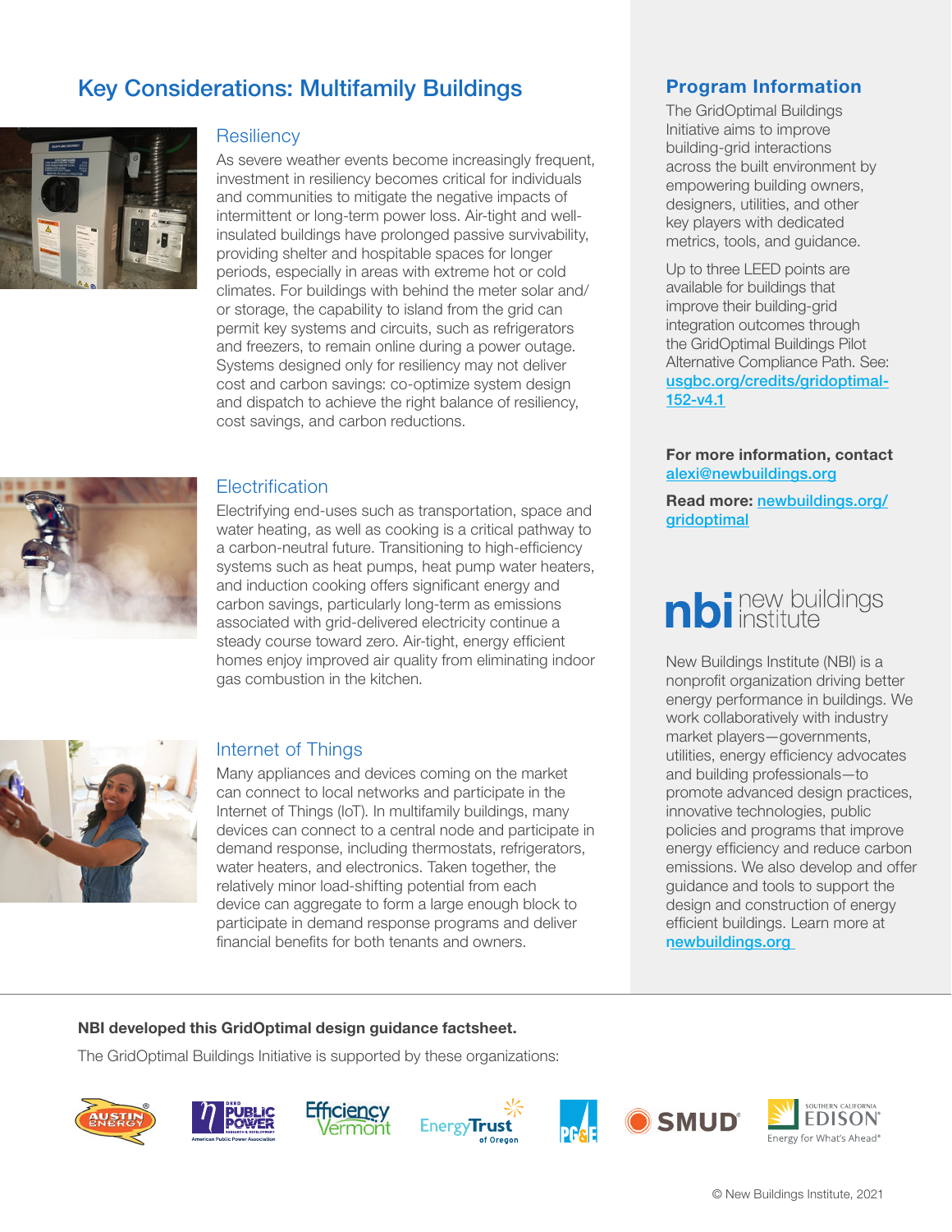# Key Considerations: Multifamily Buildings

## Resiliency

As severe weather events become increasingly frequent, investment in resiliency becomes critical for individuals and communities to mitigate the negative impacts of intermittent or long-term power loss. Air-tight and well-insulated buildings have prolonged passive survivability, providing shelter and hospitable spaces for longer periods, especially in areas with extreme hot or cold climates. For buildings with behind the meter solar and/or storage, the capability to island from the grid can permit key systems and circuits, such as refrigerators and freezers, to remain online during a power outage. Systems designed only for resiliency may not deliver cost and carbon savings: co-optimize system design and dispatch to achieve the right balance of resiliency, cost savings, and carbon reductions.

## Electrification

Electrifying end-uses such as transportation, space and water heating, as well as cooking is a critical pathway to a carbon-neutral future. Transitioning to high-efficiency systems such as heat pumps, heat pump water heaters, and induction cooking offers significant energy and carbon savings, particularly long-term as emissions associated with grid-delivered electricity continue a steady course toward zero. Air-tight, energy efficient homes enjoy improved air quality from eliminating indoor gas combustion in the kitchen.

## Internet of Things

Many appliances and devices coming on the market can connect to local networks and participate in the Internet of Things (IoT). In multifamily buildings, many devices can connect to a central node and participate in demand response, including thermostats, refrigerators, water heaters, and electronics. Taken together, the relatively minor load-shifting potential from each device can aggregate to form a large enough block to participate in demand response programs and deliver financial benefits for both tenants and owners.

## Program Information

The GridOptimal Buildings Initiative aims to improve building-grid interactions across the built environment by empowering building owners, designers, utilities, and other key players with dedicated metrics, tools, and guidance.

Up to three LEED points are available for buildings that improve their building-grid integration outcomes through the GridOptimal Buildings Pilot Alternative Compliance Path. See: usgbc.org/credits/gridoptimal-152-v4.1

**For more information, contact** alexi@newbuildings.org

**Read more:** newbuildings.org/gridoptimal

**nbi** new buildings institute

New Buildings Institute (NBI) is a nonprofit organization driving better energy performance in buildings. We work collaboratively with industry market players—governments, utilities, energy efficiency advocates and building professionals—to promote advanced design practices, innovative technologies, public policies and programs that improve energy efficiency and reduce carbon emissions. We also develop and offer guidance and tools to support the design and construction of energy efficient buildings. Learn more at newbuildings.org

**NBI developed this GridOptimal design guidance factsheet.**

The GridOptimal Buildings Initiative is supported by these organizations:

Austin Energy · American Public Power Association (DEED Public Power) · Efficiency Vermont · Energy Trust of Oregon · PG&E · SMUD · Southern California Edison – Energy for What's Ahead

© New Buildings Institute, 2021